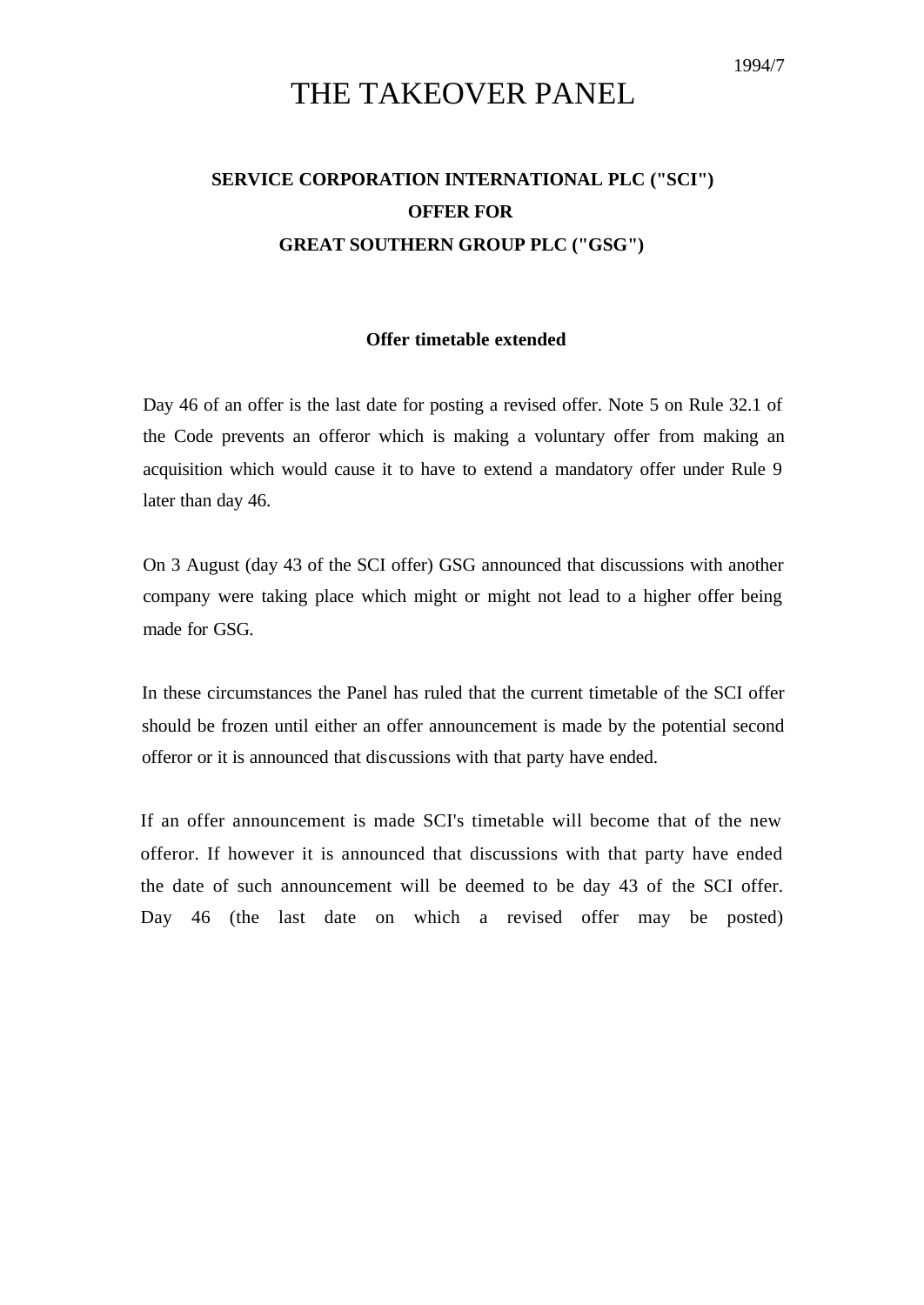1994/7

# THE TAKEOVER PANEL

## SERVICE CORPORATION INTERNATIONAL PLC ("SCI")
## OFFER FOR
## GREAT SOUTHERN GROUP PLC ("GSG")

### Offer timetable extended

Day 46 of an offer is the last date for posting a revised offer. Note 5 on Rule 32.1 of the Code prevents an offeror which is making a voluntary offer from making an acquisition which would cause it to have to extend a mandatory offer under Rule 9 later than day 46.

On 3 August (day 43 of the SCI offer) GSG announced that discussions with another company were taking place which might or might not lead to a higher offer being made for GSG.

In these circumstances the Panel has ruled that the current timetable of the SCI offer should be frozen until either an offer announcement is made by the potential second offeror or it is announced that discussions with that party have ended.

If an offer announcement is made SCI's timetable will become that of the new offeror. If however it is announced that discussions with that party have ended the date of such announcement will be deemed to be day 43 of the SCI offer. Day 46 (the last date on which a revised offer may be posted)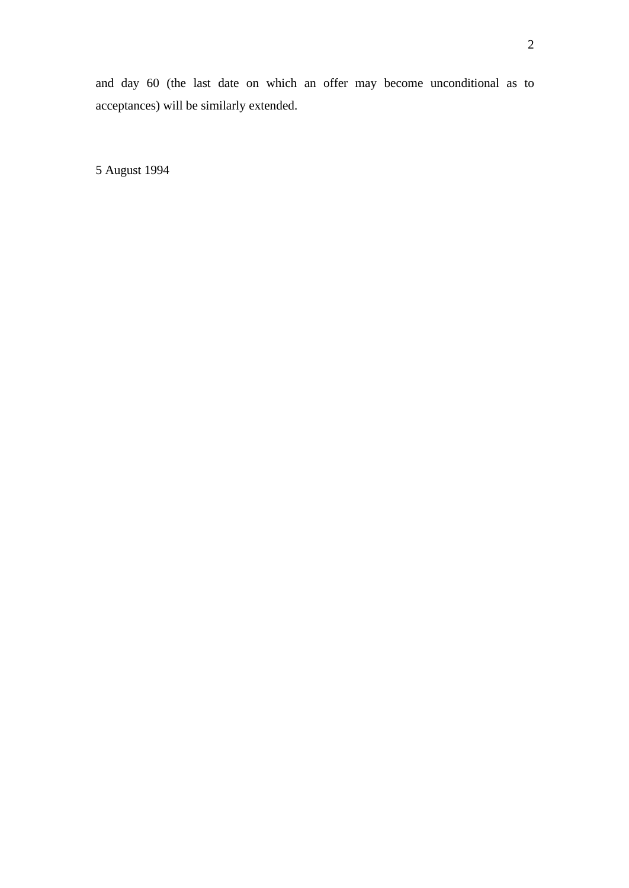and day 60 (the last date on which an offer may become unconditional as to acceptances) will be similarly extended.

5 August 1994